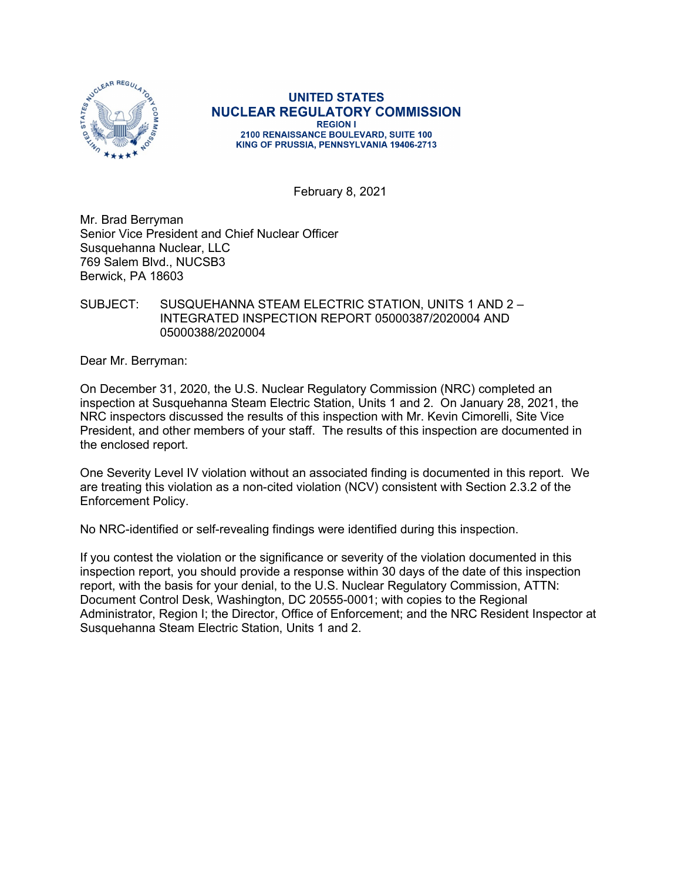**UNITED STATES**
**NUCLEAR REGULATORY COMMISSION**
**REGION I**
**2100 RENAISSANCE BOULEVARD, SUITE 100**
**KING OF PRUSSIA, PENNSYLVANIA 19406-2713**

February 8, 2021

Mr. Brad Berryman
Senior Vice President and Chief Nuclear Officer
Susquehanna Nuclear, LLC
769 Salem Blvd., NUCSB3
Berwick, PA 18603

SUBJECT: SUSQUEHANNA STEAM ELECTRIC STATION, UNITS 1 AND 2 – INTEGRATED INSPECTION REPORT 05000387/2020004 AND 05000388/2020004

Dear Mr. Berryman:

On December 31, 2020, the U.S. Nuclear Regulatory Commission (NRC) completed an inspection at Susquehanna Steam Electric Station, Units 1 and 2. On January 28, 2021, the NRC inspectors discussed the results of this inspection with Mr. Kevin Cimorelli, Site Vice President, and other members of your staff. The results of this inspection are documented in the enclosed report.

One Severity Level IV violation without an associated finding is documented in this report. We are treating this violation as a non-cited violation (NCV) consistent with Section 2.3.2 of the Enforcement Policy.

No NRC-identified or self-revealing findings were identified during this inspection.

If you contest the violation or the significance or severity of the violation documented in this inspection report, you should provide a response within 30 days of the date of this inspection report, with the basis for your denial, to the U.S. Nuclear Regulatory Commission, ATTN: Document Control Desk, Washington, DC 20555-0001; with copies to the Regional Administrator, Region I; the Director, Office of Enforcement; and the NRC Resident Inspector at Susquehanna Steam Electric Station, Units 1 and 2.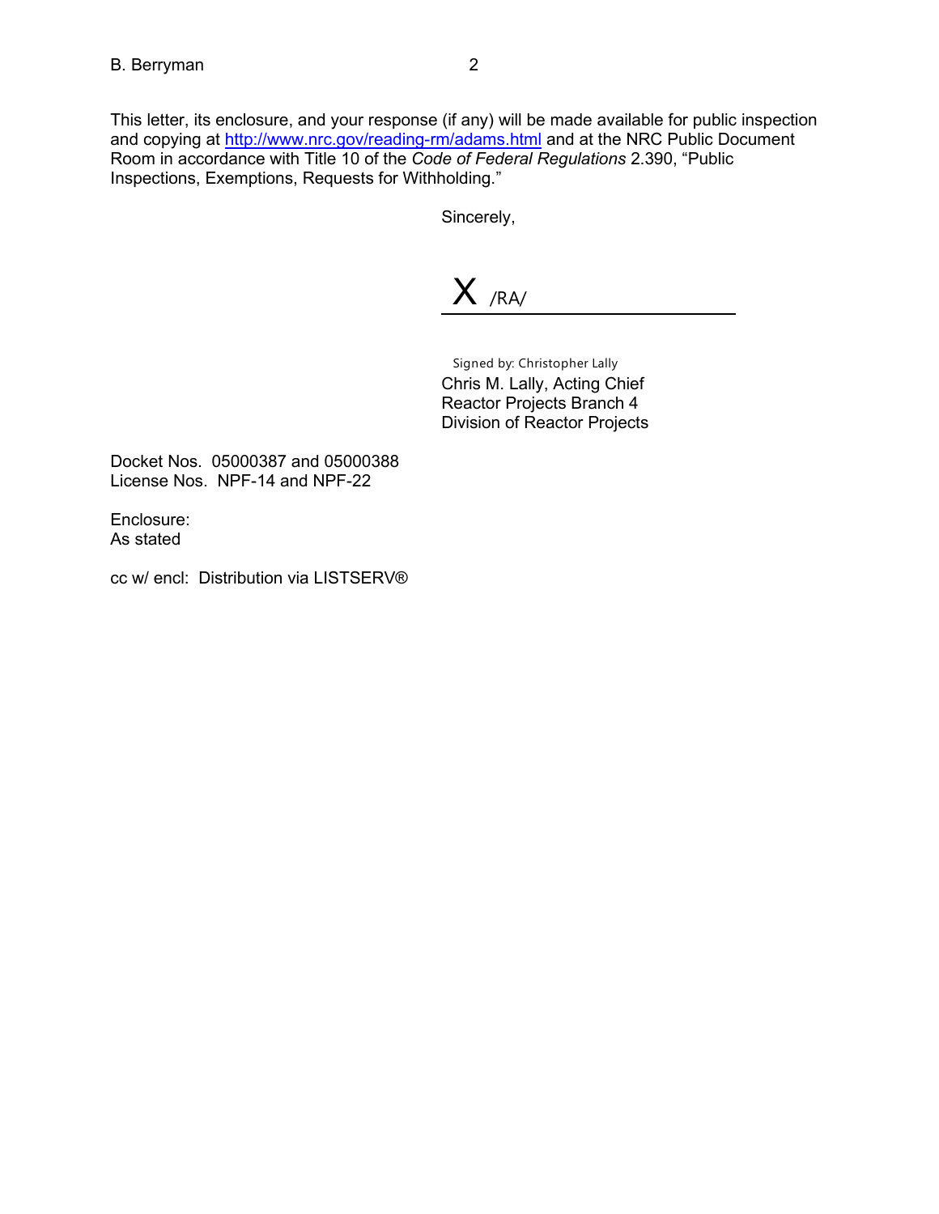This letter, its enclosure, and your response (if any) will be made available for public inspection and copying at http://www.nrc.gov/reading-rm/adams.html and at the NRC Public Document Room in accordance with Title 10 of the *Code of Federal Regulations* 2.390, "Public Inspections, Exemptions, Requests for Withholding."

Sincerely,

X /RA/

Signed by: Christopher Lally

Chris M. Lally, Acting Chief
Reactor Projects Branch 4
Division of Reactor Projects

Docket Nos. 05000387 and 05000388
License Nos. NPF-14 and NPF-22

Enclosure:
As stated

cc w/ encl: Distribution via LISTSERV®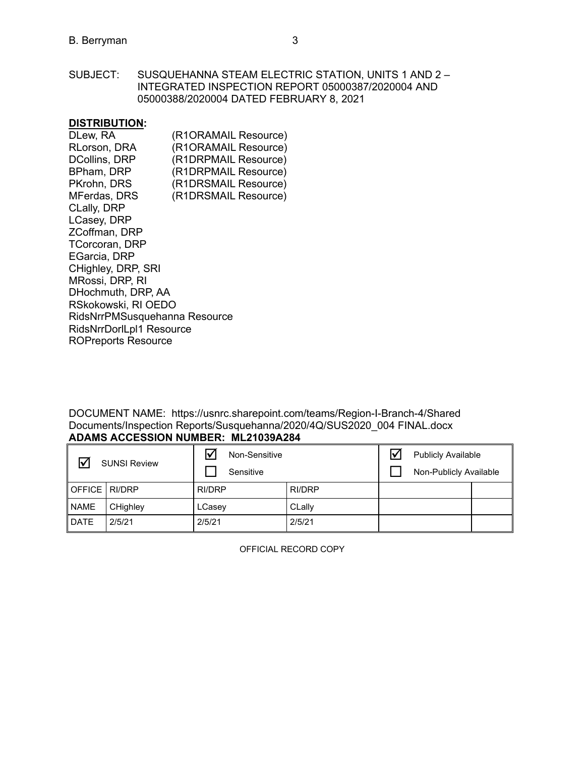SUBJECT: SUSQUEHANNA STEAM ELECTRIC STATION, UNITS 1 AND 2 – INTEGRATED INSPECTION REPORT 05000387/2020004 AND 05000388/2020004 DATED FEBRUARY 8, 2021

**DISTRIBUTION:**

DLew, RA (R1ORAMAIL Resource)
RLorson, DRA (R1ORAMAIL Resource)
DCollins, DRP (R1DRPMAIL Resource)
BPham, DRP (R1DRPMAIL Resource)
PKrohn, DRS (R1DRSMAIL Resource)
MFerdas, DRS (R1DRSMAIL Resource)
CLally, DRP
LCasey, DRP
ZCoffman, DRP
TCorcoran, DRP
EGarcia, DRP
CHighley, DRP, SRI
MRossi, DRP, RI
DHochmuth, DRP, AA
RSkokowski, RI OEDO
RidsNrrPMSusquehanna Resource
RidsNrrDorlLpl1 Resource
ROPreports Resource

DOCUMENT NAME: https://usnrc.sharepoint.com/teams/Region-I-Branch-4/Shared Documents/Inspection Reports/Susquehanna/2020/4Q/SUS2020_004 FINAL.docx

**ADAMS ACCESSION NUMBER: ML21039A284**

| ☑ SUNSI Review | | ☑ Non-Sensitive<br>☐ Sensitive | | ☑ Publicly Available<br>☐ Non-Publicly Available | |
|---|---|---|---|---|---|
| OFFICE | RI/DRP | RI/DRP | RI/DRP | | |
| NAME | CHighley | LCasey | CLally | | |
| DATE | 2/5/21 | 2/5/21 | 2/5/21 | | |

OFFICIAL RECORD COPY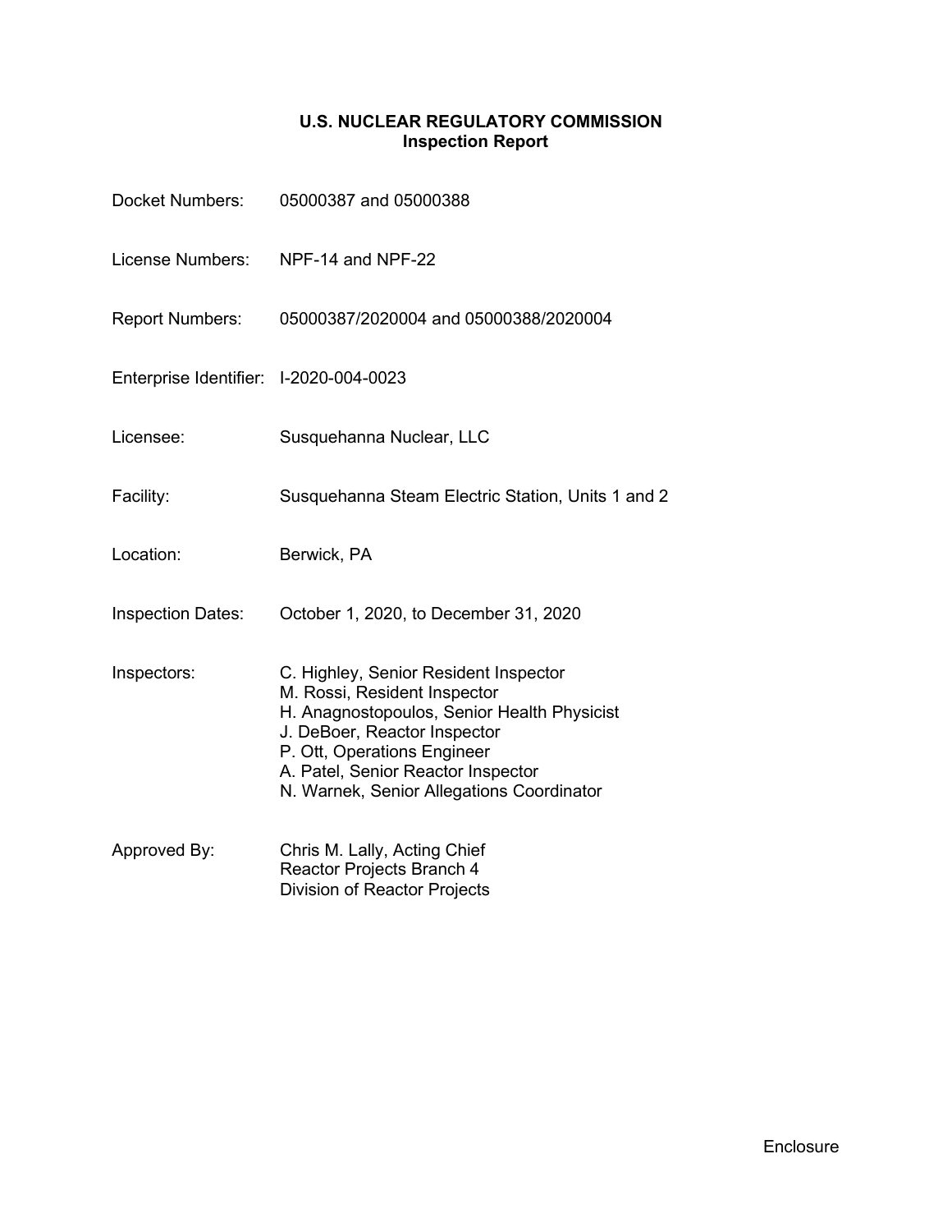**U.S. NUCLEAR REGULATORY COMMISSION**
**Inspection Report**

Docket Numbers: 05000387 and 05000388

License Numbers: NPF-14 and NPF-22

Report Numbers: 05000387/2020004 and 05000388/2020004

Enterprise Identifier: I-2020-004-0023

Licensee: Susquehanna Nuclear, LLC

Facility: Susquehanna Steam Electric Station, Units 1 and 2

Location: Berwick, PA

Inspection Dates: October 1, 2020, to December 31, 2020

Inspectors: C. Highley, Senior Resident Inspector
M. Rossi, Resident Inspector
H. Anagnostopoulos, Senior Health Physicist
J. DeBoer, Reactor Inspector
P. Ott, Operations Engineer
A. Patel, Senior Reactor Inspector
N. Warnek, Senior Allegations Coordinator

Approved By: Chris M. Lally, Acting Chief
Reactor Projects Branch 4
Division of Reactor Projects

Enclosure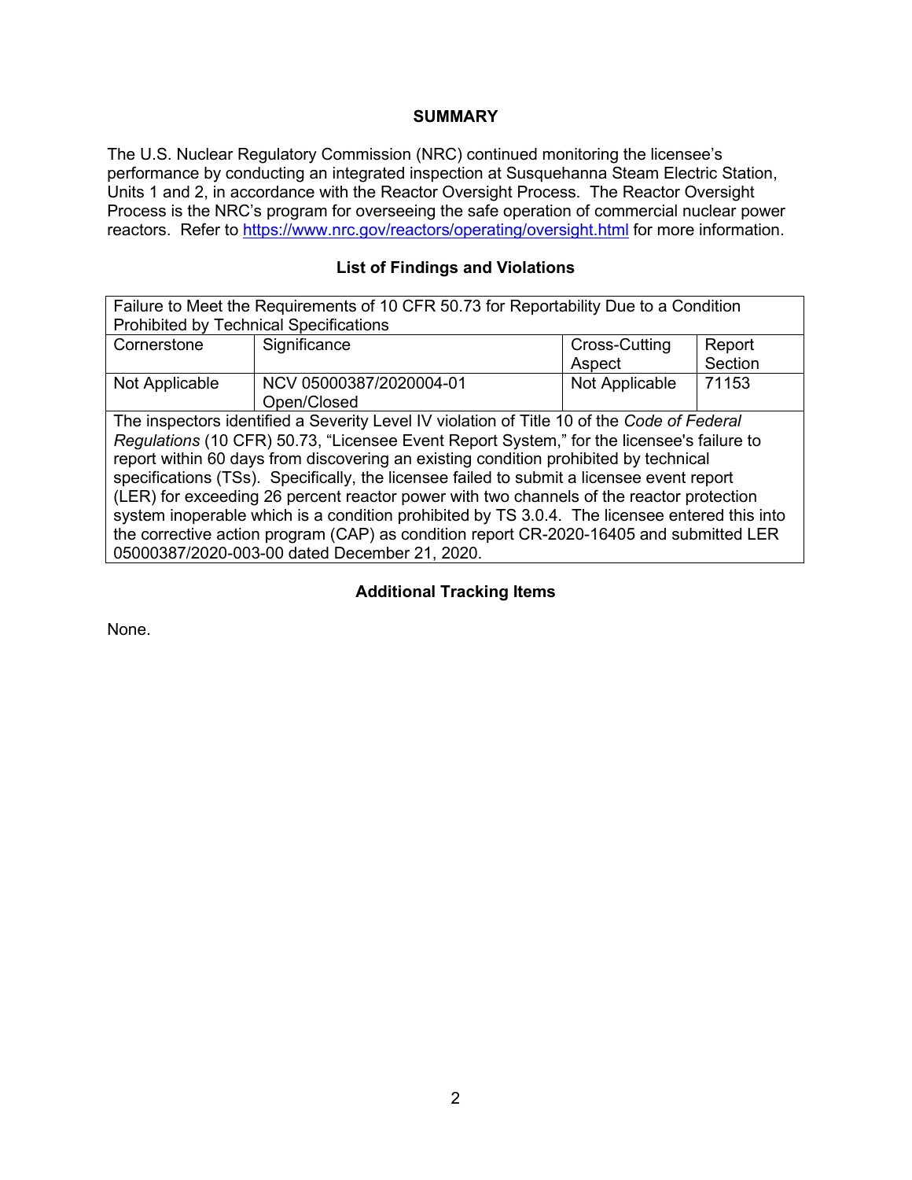## SUMMARY

The U.S. Nuclear Regulatory Commission (NRC) continued monitoring the licensee's performance by conducting an integrated inspection at Susquehanna Steam Electric Station, Units 1 and 2, in accordance with the Reactor Oversight Process. The Reactor Oversight Process is the NRC's program for overseeing the safe operation of commercial nuclear power reactors. Refer to https://www.nrc.gov/reactors/operating/oversight.html for more information.

### List of Findings and Violations

| Failure to Meet the Requirements of 10 CFR 50.73 for Reportability Due to a Condition Prohibited by Technical Specifications | | | |
|---|---|---|---|
| Cornerstone | Significance | Cross-Cutting Aspect | Report Section |
| Not Applicable | NCV 05000387/2020004-01 Open/Closed | Not Applicable | 71153 |
| The inspectors identified a Severity Level IV violation of Title 10 of the *Code of Federal Regulations* (10 CFR) 50.73, "Licensee Event Report System," for the licensee's failure to report within 60 days from discovering an existing condition prohibited by technical specifications (TSs). Specifically, the licensee failed to submit a licensee event report (LER) for exceeding 26 percent reactor power with two channels of the reactor protection system inoperable which is a condition prohibited by TS 3.0.4. The licensee entered this into the corrective action program (CAP) as condition report CR-2020-16405 and submitted LER 05000387/2020-003-00 dated December 21, 2020. | | | |

### Additional Tracking Items

None.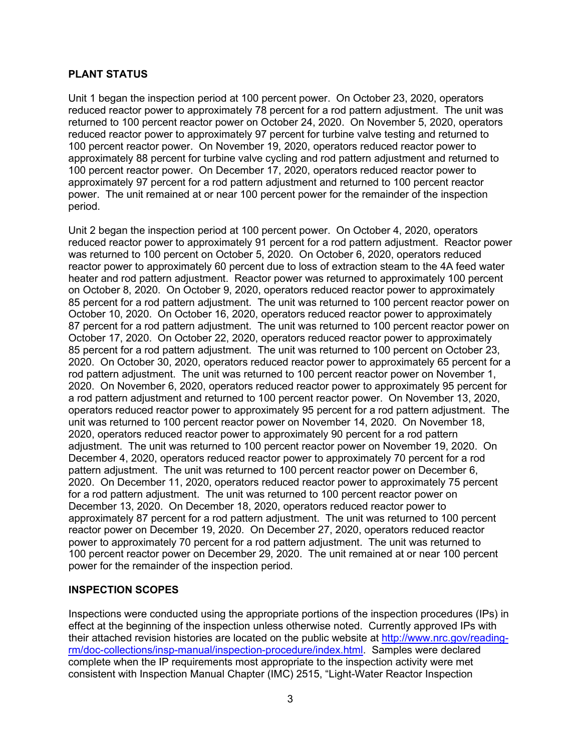## PLANT STATUS

Unit 1 began the inspection period at 100 percent power. On October 23, 2020, operators reduced reactor power to approximately 78 percent for a rod pattern adjustment. The unit was returned to 100 percent reactor power on October 24, 2020. On November 5, 2020, operators reduced reactor power to approximately 97 percent for turbine valve testing and returned to 100 percent reactor power. On November 19, 2020, operators reduced reactor power to approximately 88 percent for turbine valve cycling and rod pattern adjustment and returned to 100 percent reactor power. On December 17, 2020, operators reduced reactor power to approximately 97 percent for a rod pattern adjustment and returned to 100 percent reactor power. The unit remained at or near 100 percent power for the remainder of the inspection period.

Unit 2 began the inspection period at 100 percent power. On October 4, 2020, operators reduced reactor power to approximately 91 percent for a rod pattern adjustment. Reactor power was returned to 100 percent on October 5, 2020. On October 6, 2020, operators reduced reactor power to approximately 60 percent due to loss of extraction steam to the 4A feed water heater and rod pattern adjustment. Reactor power was returned to approximately 100 percent on October 8, 2020. On October 9, 2020, operators reduced reactor power to approximately 85 percent for a rod pattern adjustment. The unit was returned to 100 percent reactor power on October 10, 2020. On October 16, 2020, operators reduced reactor power to approximately 87 percent for a rod pattern adjustment. The unit was returned to 100 percent reactor power on October 17, 2020. On October 22, 2020, operators reduced reactor power to approximately 85 percent for a rod pattern adjustment. The unit was returned to 100 percent on October 23, 2020. On October 30, 2020, operators reduced reactor power to approximately 65 percent for a rod pattern adjustment. The unit was returned to 100 percent reactor power on November 1, 2020. On November 6, 2020, operators reduced reactor power to approximately 95 percent for a rod pattern adjustment and returned to 100 percent reactor power. On November 13, 2020, operators reduced reactor power to approximately 95 percent for a rod pattern adjustment. The unit was returned to 100 percent reactor power on November 14, 2020. On November 18, 2020, operators reduced reactor power to approximately 90 percent for a rod pattern adjustment. The unit was returned to 100 percent reactor power on November 19, 2020. On December 4, 2020, operators reduced reactor power to approximately 70 percent for a rod pattern adjustment. The unit was returned to 100 percent reactor power on December 6, 2020. On December 11, 2020, operators reduced reactor power to approximately 75 percent for a rod pattern adjustment. The unit was returned to 100 percent reactor power on December 13, 2020. On December 18, 2020, operators reduced reactor power to approximately 87 percent for a rod pattern adjustment. The unit was returned to 100 percent reactor power on December 19, 2020. On December 27, 2020, operators reduced reactor power to approximately 70 percent for a rod pattern adjustment. The unit was returned to 100 percent reactor power on December 29, 2020. The unit remained at or near 100 percent power for the remainder of the inspection period.

## INSPECTION SCOPES

Inspections were conducted using the appropriate portions of the inspection procedures (IPs) in effect at the beginning of the inspection unless otherwise noted. Currently approved IPs with their attached revision histories are located on the public website at http://www.nrc.gov/reading-rm/doc-collections/insp-manual/inspection-procedure/index.html. Samples were declared complete when the IP requirements most appropriate to the inspection activity were met consistent with Inspection Manual Chapter (IMC) 2515, "Light-Water Reactor Inspection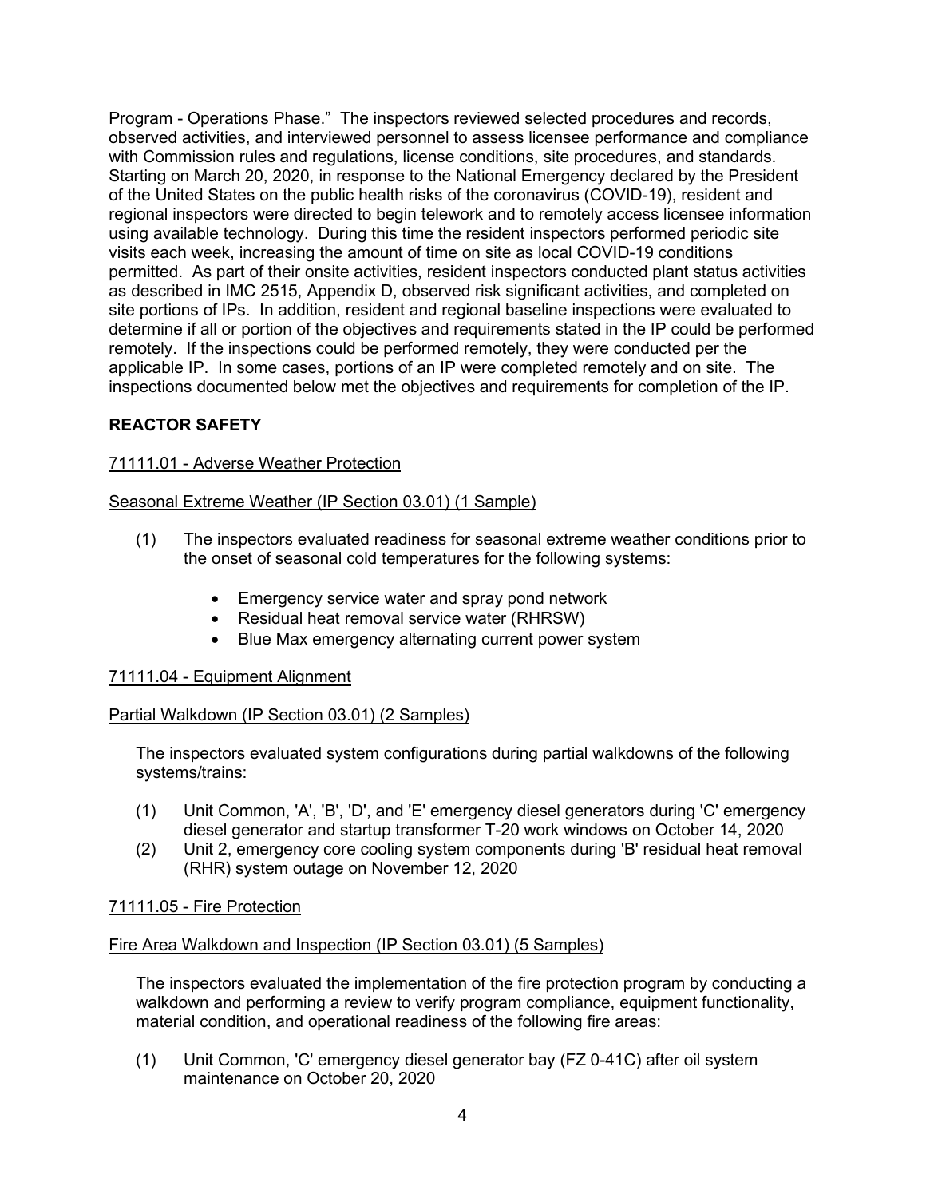Program - Operations Phase." The inspectors reviewed selected procedures and records, observed activities, and interviewed personnel to assess licensee performance and compliance with Commission rules and regulations, license conditions, site procedures, and standards. Starting on March 20, 2020, in response to the National Emergency declared by the President of the United States on the public health risks of the coronavirus (COVID-19), resident and regional inspectors were directed to begin telework and to remotely access licensee information using available technology. During this time the resident inspectors performed periodic site visits each week, increasing the amount of time on site as local COVID-19 conditions permitted. As part of their onsite activities, resident inspectors conducted plant status activities as described in IMC 2515, Appendix D, observed risk significant activities, and completed on site portions of IPs. In addition, resident and regional baseline inspections were evaluated to determine if all or portion of the objectives and requirements stated in the IP could be performed remotely. If the inspections could be performed remotely, they were conducted per the applicable IP. In some cases, portions of an IP were completed remotely and on site. The inspections documented below met the objectives and requirements for completion of the IP.

## REACTOR SAFETY

### 71111.01 - Adverse Weather Protection

#### Seasonal Extreme Weather (IP Section 03.01) (1 Sample)

(1) The inspectors evaluated readiness for seasonal extreme weather conditions prior to the onset of seasonal cold temperatures for the following systems:

- Emergency service water and spray pond network
- Residual heat removal service water (RHRSW)
- Blue Max emergency alternating current power system

### 71111.04 - Equipment Alignment

#### Partial Walkdown (IP Section 03.01) (2 Samples)

The inspectors evaluated system configurations during partial walkdowns of the following systems/trains:

(1) Unit Common, 'A', 'B', 'D', and 'E' emergency diesel generators during 'C' emergency diesel generator and startup transformer T-20 work windows on October 14, 2020

(2) Unit 2, emergency core cooling system components during 'B' residual heat removal (RHR) system outage on November 12, 2020

### 71111.05 - Fire Protection

#### Fire Area Walkdown and Inspection (IP Section 03.01) (5 Samples)

The inspectors evaluated the implementation of the fire protection program by conducting a walkdown and performing a review to verify program compliance, equipment functionality, material condition, and operational readiness of the following fire areas:

(1) Unit Common, 'C' emergency diesel generator bay (FZ 0-41C) after oil system maintenance on October 20, 2020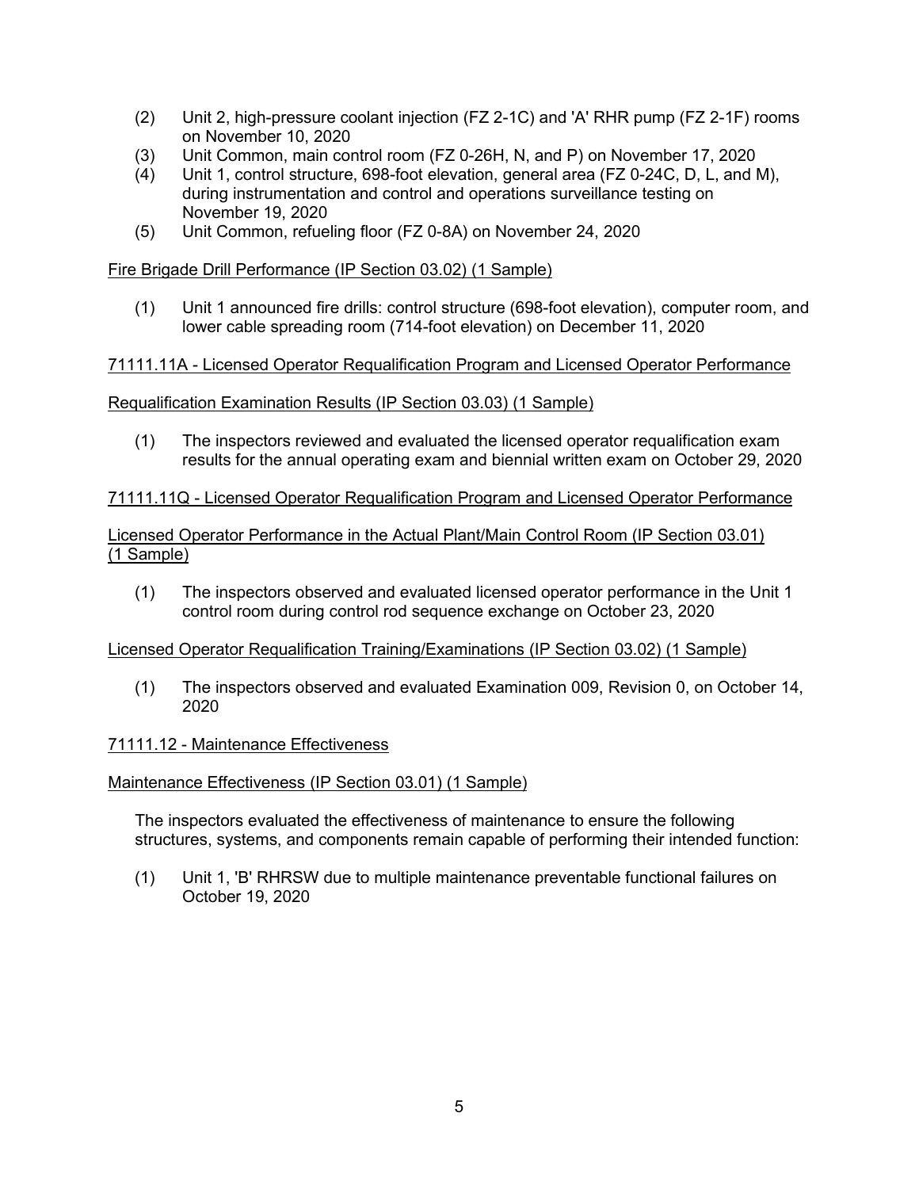(2) Unit 2, high-pressure coolant injection (FZ 2-1C) and 'A' RHR pump (FZ 2-1F) rooms on November 10, 2020

(3) Unit Common, main control room (FZ 0-26H, N, and P) on November 17, 2020

(4) Unit 1, control structure, 698-foot elevation, general area (FZ 0-24C, D, L, and M), during instrumentation and control and operations surveillance testing on November 19, 2020

(5) Unit Common, refueling floor (FZ 0-8A) on November 24, 2020

Fire Brigade Drill Performance (IP Section 03.02) (1 Sample)

(1) Unit 1 announced fire drills: control structure (698-foot elevation), computer room, and lower cable spreading room (714-foot elevation) on December 11, 2020

71111.11A - Licensed Operator Requalification Program and Licensed Operator Performance

Requalification Examination Results (IP Section 03.03) (1 Sample)

(1) The inspectors reviewed and evaluated the licensed operator requalification exam results for the annual operating exam and biennial written exam on October 29, 2020

71111.11Q - Licensed Operator Requalification Program and Licensed Operator Performance

Licensed Operator Performance in the Actual Plant/Main Control Room (IP Section 03.01) (1 Sample)

(1) The inspectors observed and evaluated licensed operator performance in the Unit 1 control room during control rod sequence exchange on October 23, 2020

Licensed Operator Requalification Training/Examinations (IP Section 03.02) (1 Sample)

(1) The inspectors observed and evaluated Examination 009, Revision 0, on October 14, 2020

71111.12 - Maintenance Effectiveness

Maintenance Effectiveness (IP Section 03.01) (1 Sample)

The inspectors evaluated the effectiveness of maintenance to ensure the following structures, systems, and components remain capable of performing their intended function:

(1) Unit 1, 'B' RHRSW due to multiple maintenance preventable functional failures on October 19, 2020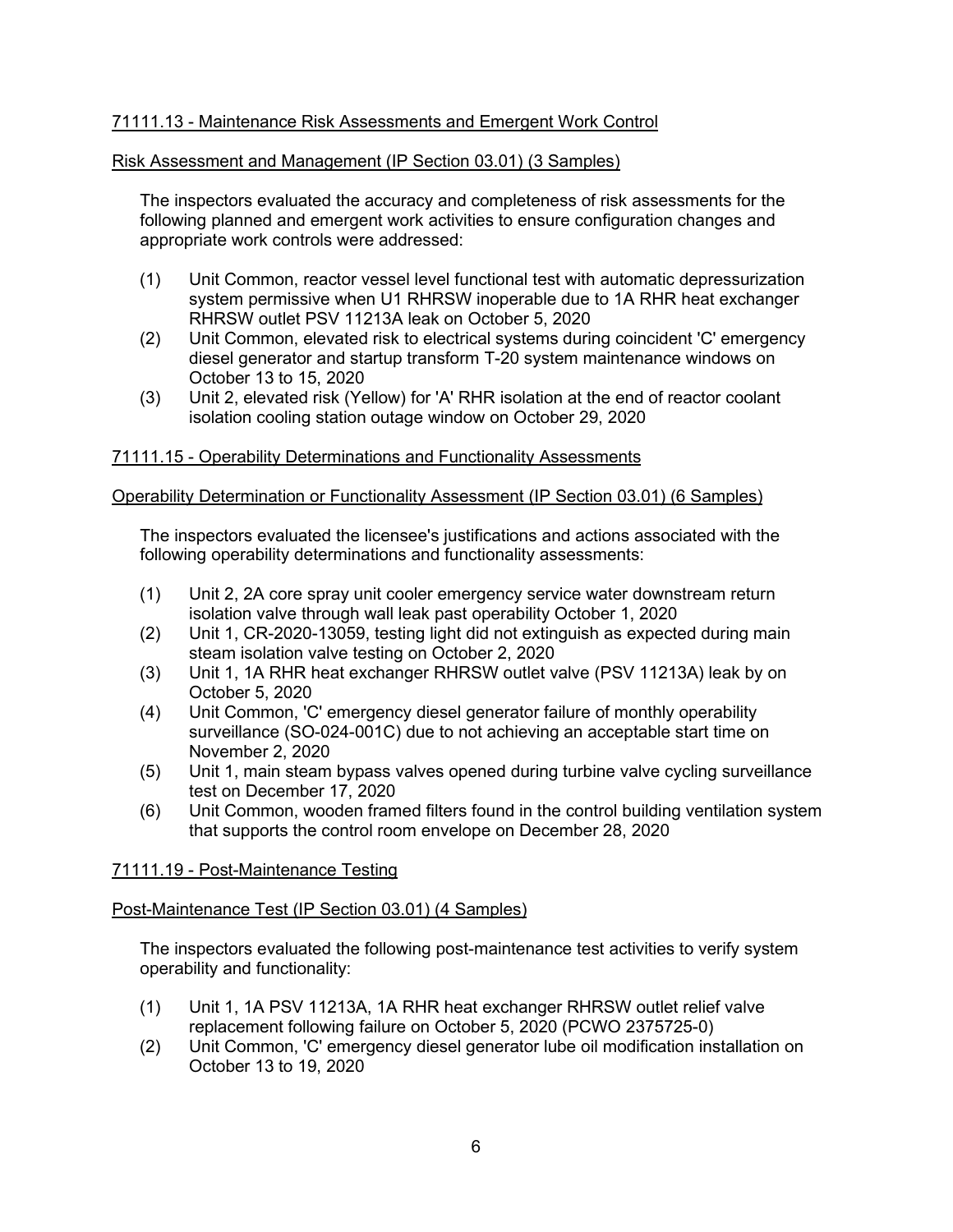## 71111.13 - Maintenance Risk Assessments and Emergent Work Control

### Risk Assessment and Management (IP Section 03.01) (3 Samples)

The inspectors evaluated the accuracy and completeness of risk assessments for the following planned and emergent work activities to ensure configuration changes and appropriate work controls were addressed:

(1) Unit Common, reactor vessel level functional test with automatic depressurization system permissive when U1 RHRSW inoperable due to 1A RHR heat exchanger RHRSW outlet PSV 11213A leak on October 5, 2020

(2) Unit Common, elevated risk to electrical systems during coincident 'C' emergency diesel generator and startup transform T-20 system maintenance windows on October 13 to 15, 2020

(3) Unit 2, elevated risk (Yellow) for 'A' RHR isolation at the end of reactor coolant isolation cooling station outage window on October 29, 2020

## 71111.15 - Operability Determinations and Functionality Assessments

### Operability Determination or Functionality Assessment (IP Section 03.01) (6 Samples)

The inspectors evaluated the licensee's justifications and actions associated with the following operability determinations and functionality assessments:

(1) Unit 2, 2A core spray unit cooler emergency service water downstream return isolation valve through wall leak past operability October 1, 2020

(2) Unit 1, CR-2020-13059, testing light did not extinguish as expected during main steam isolation valve testing on October 2, 2020

(3) Unit 1, 1A RHR heat exchanger RHRSW outlet valve (PSV 11213A) leak by on October 5, 2020

(4) Unit Common, 'C' emergency diesel generator failure of monthly operability surveillance (SO-024-001C) due to not achieving an acceptable start time on November 2, 2020

(5) Unit 1, main steam bypass valves opened during turbine valve cycling surveillance test on December 17, 2020

(6) Unit Common, wooden framed filters found in the control building ventilation system that supports the control room envelope on December 28, 2020

## 71111.19 - Post-Maintenance Testing

### Post-Maintenance Test (IP Section 03.01) (4 Samples)

The inspectors evaluated the following post-maintenance test activities to verify system operability and functionality:

(1) Unit 1, 1A PSV 11213A, 1A RHR heat exchanger RHRSW outlet relief valve replacement following failure on October 5, 2020 (PCWO 2375725-0)

(2) Unit Common, 'C' emergency diesel generator lube oil modification installation on October 13 to 19, 2020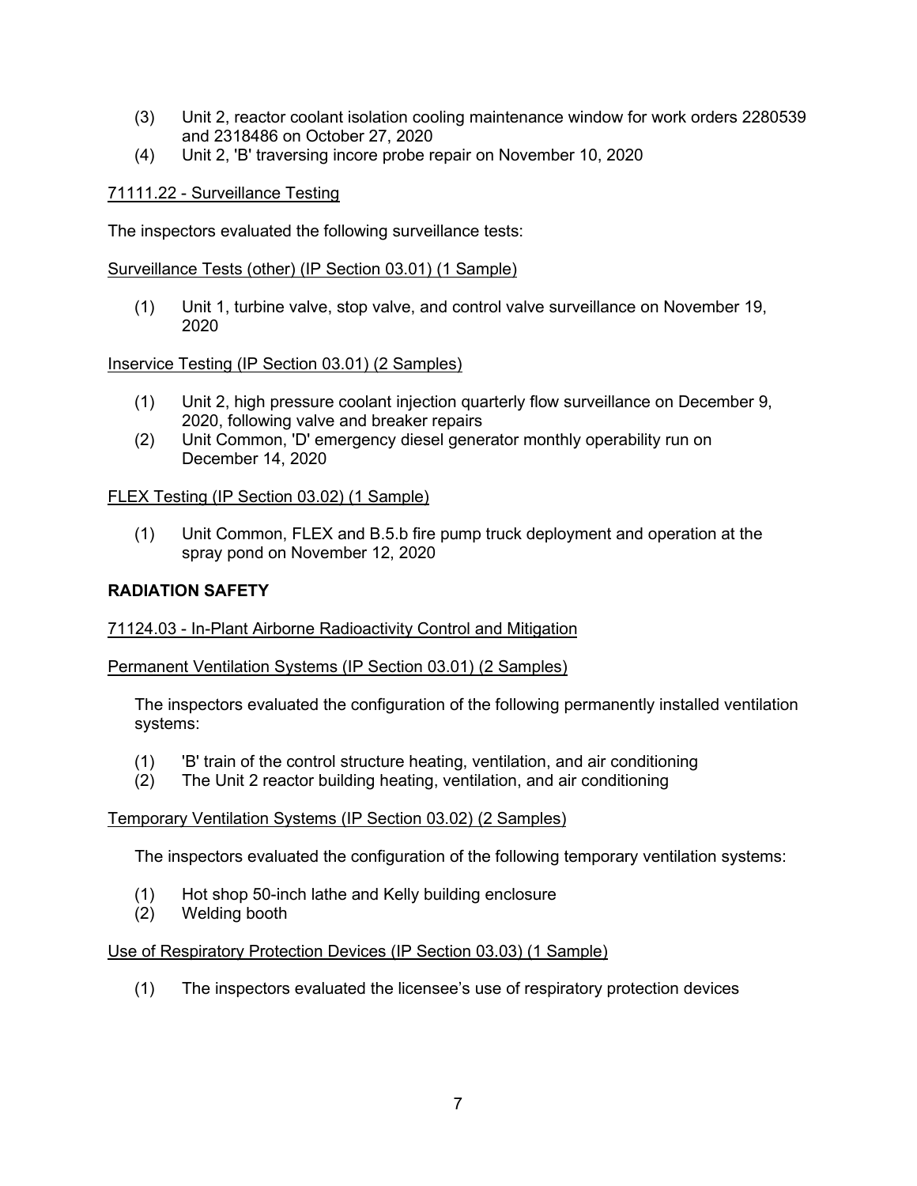(3) Unit 2, reactor coolant isolation cooling maintenance window for work orders 2280539 and 2318486 on October 27, 2020
(4) Unit 2, 'B' traversing incore probe repair on November 10, 2020

71111.22 - Surveillance Testing

The inspectors evaluated the following surveillance tests:

Surveillance Tests (other) (IP Section 03.01) (1 Sample)

(1) Unit 1, turbine valve, stop valve, and control valve surveillance on November 19, 2020

Inservice Testing (IP Section 03.01) (2 Samples)

(1) Unit 2, high pressure coolant injection quarterly flow surveillance on December 9, 2020, following valve and breaker repairs
(2) Unit Common, 'D' emergency diesel generator monthly operability run on December 14, 2020

FLEX Testing (IP Section 03.02) (1 Sample)

(1) Unit Common, FLEX and B.5.b fire pump truck deployment and operation at the spray pond on November 12, 2020

**RADIATION SAFETY**

71124.03 - In-Plant Airborne Radioactivity Control and Mitigation

Permanent Ventilation Systems (IP Section 03.01) (2 Samples)

The inspectors evaluated the configuration of the following permanently installed ventilation systems:

(1) 'B' train of the control structure heating, ventilation, and air conditioning
(2) The Unit 2 reactor building heating, ventilation, and air conditioning

Temporary Ventilation Systems (IP Section 03.02) (2 Samples)

The inspectors evaluated the configuration of the following temporary ventilation systems:

(1) Hot shop 50-inch lathe and Kelly building enclosure
(2) Welding booth

Use of Respiratory Protection Devices (IP Section 03.03) (1 Sample)

(1) The inspectors evaluated the licensee's use of respiratory protection devices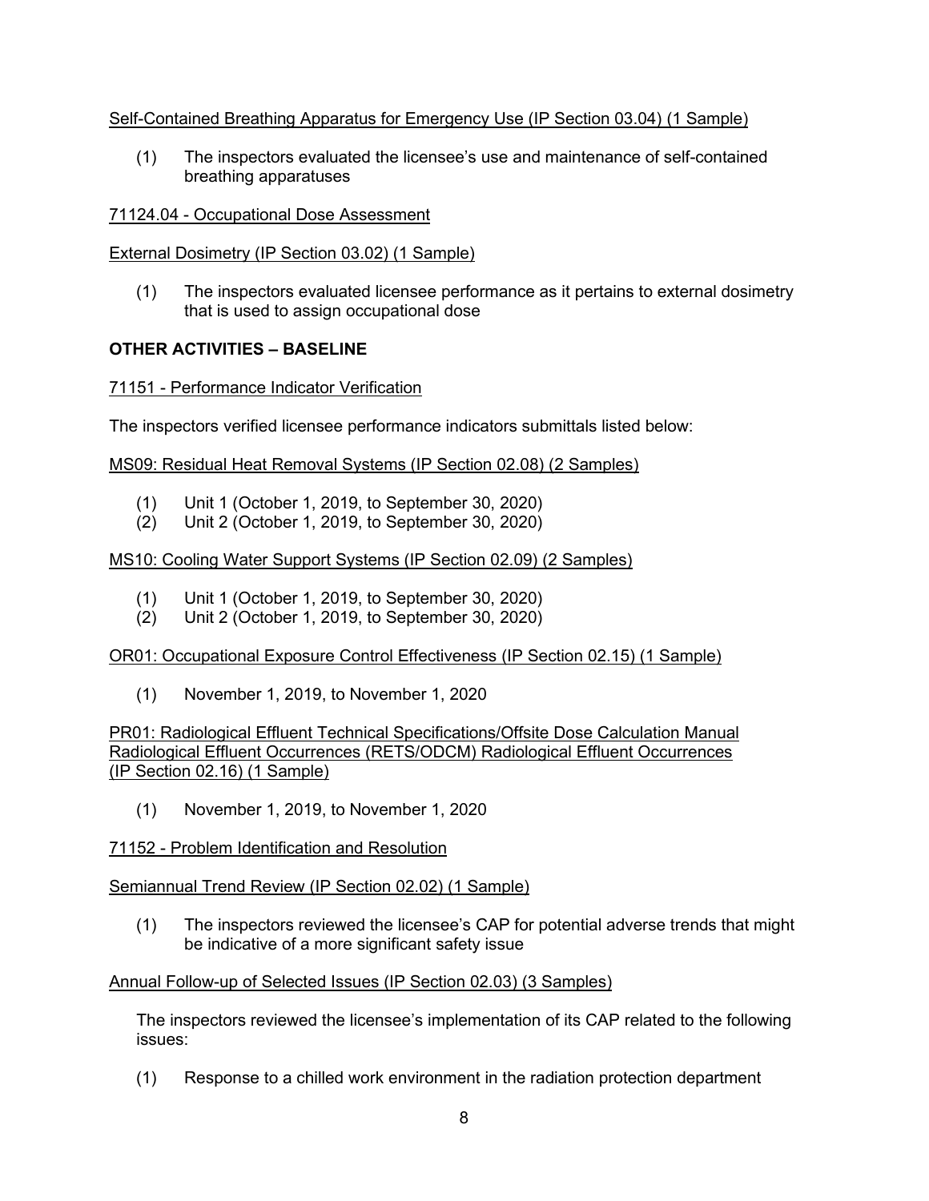Self-Contained Breathing Apparatus for Emergency Use (IP Section 03.04) (1 Sample)

(1) The inspectors evaluated the licensee's use and maintenance of self-contained breathing apparatuses

71124.04 - Occupational Dose Assessment

External Dosimetry (IP Section 03.02) (1 Sample)

(1) The inspectors evaluated licensee performance as it pertains to external dosimetry that is used to assign occupational dose

## OTHER ACTIVITIES – BASELINE

71151 - Performance Indicator Verification

The inspectors verified licensee performance indicators submittals listed below:

MS09: Residual Heat Removal Systems (IP Section 02.08) (2 Samples)

(1) Unit 1 (October 1, 2019, to September 30, 2020)
(2) Unit 2 (October 1, 2019, to September 30, 2020)

MS10: Cooling Water Support Systems (IP Section 02.09) (2 Samples)

(1) Unit 1 (October 1, 2019, to September 30, 2020)
(2) Unit 2 (October 1, 2019, to September 30, 2020)

OR01: Occupational Exposure Control Effectiveness (IP Section 02.15) (1 Sample)

(1) November 1, 2019, to November 1, 2020

PR01: Radiological Effluent Technical Specifications/Offsite Dose Calculation Manual Radiological Effluent Occurrences (RETS/ODCM) Radiological Effluent Occurrences (IP Section 02.16) (1 Sample)

(1) November 1, 2019, to November 1, 2020

71152 - Problem Identification and Resolution

Semiannual Trend Review (IP Section 02.02) (1 Sample)

(1) The inspectors reviewed the licensee's CAP for potential adverse trends that might be indicative of a more significant safety issue

Annual Follow-up of Selected Issues (IP Section 02.03) (3 Samples)

The inspectors reviewed the licensee's implementation of its CAP related to the following issues:

(1) Response to a chilled work environment in the radiation protection department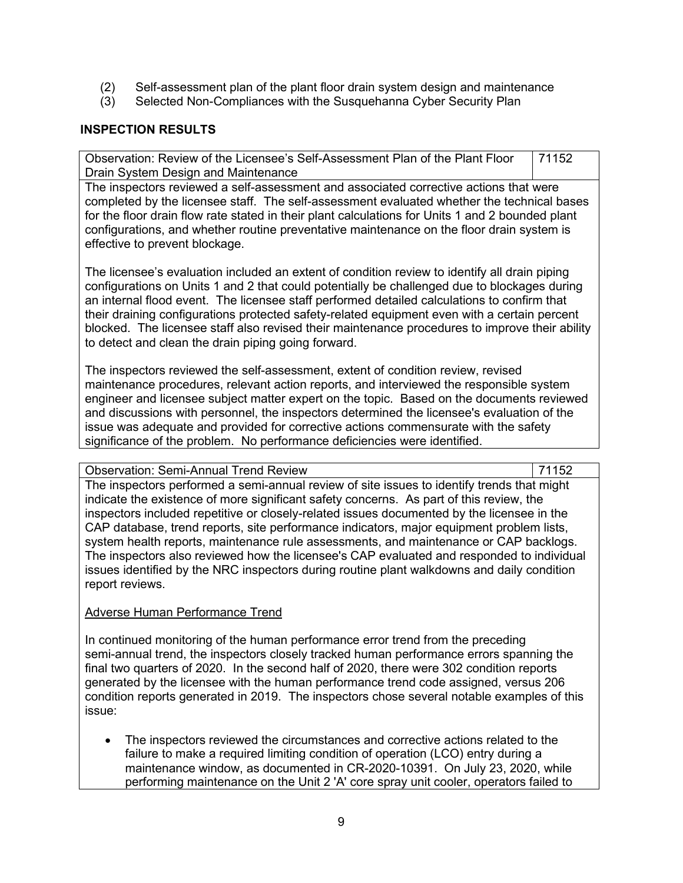(2) Self-assessment plan of the plant floor drain system design and maintenance
(3) Selected Non-Compliances with the Susquehanna Cyber Security Plan

## INSPECTION RESULTS

| Observation: Review of the Licensee's Self-Assessment Plan of the Plant Floor Drain System Design and Maintenance | 71152 |
|---|---|

The inspectors reviewed a self-assessment and associated corrective actions that were completed by the licensee staff. The self-assessment evaluated whether the technical bases for the floor drain flow rate stated in their plant calculations for Units 1 and 2 bounded plant configurations, and whether routine preventative maintenance on the floor drain system is effective to prevent blockage.

The licensee's evaluation included an extent of condition review to identify all drain piping configurations on Units 1 and 2 that could potentially be challenged due to blockages during an internal flood event. The licensee staff performed detailed calculations to confirm that their draining configurations protected safety-related equipment even with a certain percent blocked. The licensee staff also revised their maintenance procedures to improve their ability to detect and clean the drain piping going forward.

The inspectors reviewed the self-assessment, extent of condition review, revised maintenance procedures, relevant action reports, and interviewed the responsible system engineer and licensee subject matter expert on the topic. Based on the documents reviewed and discussions with personnel, the inspectors determined the licensee's evaluation of the issue was adequate and provided for corrective actions commensurate with the safety significance of the problem. No performance deficiencies were identified.

| Observation: Semi-Annual Trend Review | 71152 |
|---|---|

The inspectors performed a semi-annual review of site issues to identify trends that might indicate the existence of more significant safety concerns. As part of this review, the inspectors included repetitive or closely-related issues documented by the licensee in the CAP database, trend reports, site performance indicators, major equipment problem lists, system health reports, maintenance rule assessments, and maintenance or CAP backlogs. The inspectors also reviewed how the licensee's CAP evaluated and responded to individual issues identified by the NRC inspectors during routine plant walkdowns and daily condition report reviews.

Adverse Human Performance Trend

In continued monitoring of the human performance error trend from the preceding semi-annual trend, the inspectors closely tracked human performance errors spanning the final two quarters of 2020. In the second half of 2020, there were 302 condition reports generated by the licensee with the human performance trend code assigned, versus 206 condition reports generated in 2019. The inspectors chose several notable examples of this issue:

- The inspectors reviewed the circumstances and corrective actions related to the failure to make a required limiting condition of operation (LCO) entry during a maintenance window, as documented in CR-2020-10391. On July 23, 2020, while performing maintenance on the Unit 2 'A' core spray unit cooler, operators failed to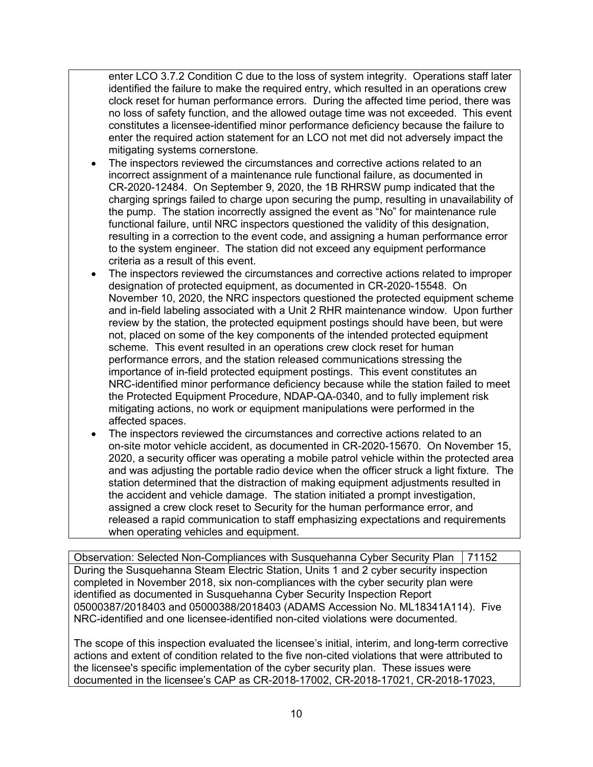enter LCO 3.7.2 Condition C due to the loss of system integrity. Operations staff later identified the failure to make the required entry, which resulted in an operations crew clock reset for human performance errors. During the affected time period, there was no loss of safety function, and the allowed outage time was not exceeded. This event constitutes a licensee-identified minor performance deficiency because the failure to enter the required action statement for an LCO not met did not adversely impact the mitigating systems cornerstone.

- The inspectors reviewed the circumstances and corrective actions related to an incorrect assignment of a maintenance rule functional failure, as documented in CR-2020-12484. On September 9, 2020, the 1B RHRSW pump indicated that the charging springs failed to charge upon securing the pump, resulting in unavailability of the pump. The station incorrectly assigned the event as "No" for maintenance rule functional failure, until NRC inspectors questioned the validity of this designation, resulting in a correction to the event code, and assigning a human performance error to the system engineer. The station did not exceed any equipment performance criteria as a result of this event.
- The inspectors reviewed the circumstances and corrective actions related to improper designation of protected equipment, as documented in CR-2020-15548. On November 10, 2020, the NRC inspectors questioned the protected equipment scheme and in-field labeling associated with a Unit 2 RHR maintenance window. Upon further review by the station, the protected equipment postings should have been, but were not, placed on some of the key components of the intended protected equipment scheme. This event resulted in an operations crew clock reset for human performance errors, and the station released communications stressing the importance of in-field protected equipment postings. This event constitutes an NRC-identified minor performance deficiency because while the station failed to meet the Protected Equipment Procedure, NDAP-QA-0340, and to fully implement risk mitigating actions, no work or equipment manipulations were performed in the affected spaces.
- The inspectors reviewed the circumstances and corrective actions related to an on-site motor vehicle accident, as documented in CR-2020-15670. On November 15, 2020, a security officer was operating a mobile patrol vehicle within the protected area and was adjusting the portable radio device when the officer struck a light fixture. The station determined that the distraction of making equipment adjustments resulted in the accident and vehicle damage. The station initiated a prompt investigation, assigned a crew clock reset to Security for the human performance error, and released a rapid communication to staff emphasizing expectations and requirements when operating vehicles and equipment.

| Observation: Selected Non-Compliances with Susquehanna Cyber Security Plan | 71152 |
|---|---|

During the Susquehanna Steam Electric Station, Units 1 and 2 cyber security inspection completed in November 2018, six non-compliances with the cyber security plan were identified as documented in Susquehanna Cyber Security Inspection Report 05000387/2018403 and 05000388/2018403 (ADAMS Accession No. ML18341A114). Five NRC-identified and one licensee-identified non-cited violations were documented.

The scope of this inspection evaluated the licensee's initial, interim, and long-term corrective actions and extent of condition related to the five non-cited violations that were attributed to the licensee's specific implementation of the cyber security plan. These issues were documented in the licensee's CAP as CR-2018-17002, CR-2018-17021, CR-2018-17023,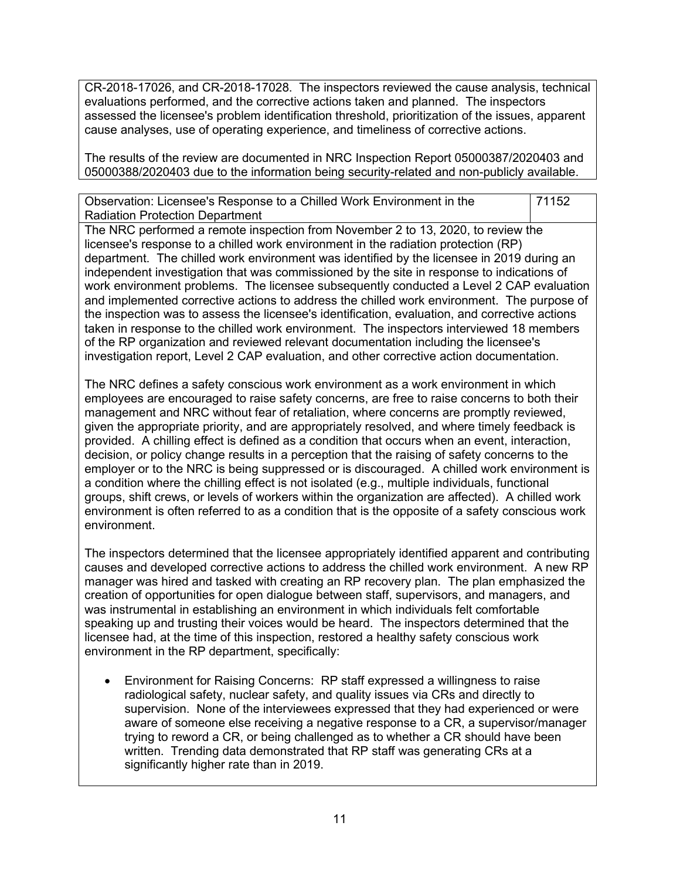CR-2018-17026, and CR-2018-17028. The inspectors reviewed the cause analysis, technical evaluations performed, and the corrective actions taken and planned. The inspectors assessed the licensee's problem identification threshold, prioritization of the issues, apparent cause analyses, use of operating experience, and timeliness of corrective actions.

The results of the review are documented in NRC Inspection Report 05000387/2020403 and 05000388/2020403 due to the information being security-related and non-publicly available.

| Observation: Licensee's Response to a Chilled Work Environment in the Radiation Protection Department | 71152 |
|---|---|

The NRC performed a remote inspection from November 2 to 13, 2020, to review the licensee's response to a chilled work environment in the radiation protection (RP) department. The chilled work environment was identified by the licensee in 2019 during an independent investigation that was commissioned by the site in response to indications of work environment problems. The licensee subsequently conducted a Level 2 CAP evaluation and implemented corrective actions to address the chilled work environment. The purpose of the inspection was to assess the licensee's identification, evaluation, and corrective actions taken in response to the chilled work environment. The inspectors interviewed 18 members of the RP organization and reviewed relevant documentation including the licensee's investigation report, Level 2 CAP evaluation, and other corrective action documentation.

The NRC defines a safety conscious work environment as a work environment in which employees are encouraged to raise safety concerns, are free to raise concerns to both their management and NRC without fear of retaliation, where concerns are promptly reviewed, given the appropriate priority, and are appropriately resolved, and where timely feedback is provided. A chilling effect is defined as a condition that occurs when an event, interaction, decision, or policy change results in a perception that the raising of safety concerns to the employer or to the NRC is being suppressed or is discouraged. A chilled work environment is a condition where the chilling effect is not isolated (e.g., multiple individuals, functional groups, shift crews, or levels of workers within the organization are affected). A chilled work environment is often referred to as a condition that is the opposite of a safety conscious work environment.

The inspectors determined that the licensee appropriately identified apparent and contributing causes and developed corrective actions to address the chilled work environment. A new RP manager was hired and tasked with creating an RP recovery plan. The plan emphasized the creation of opportunities for open dialogue between staff, supervisors, and managers, and was instrumental in establishing an environment in which individuals felt comfortable speaking up and trusting their voices would be heard. The inspectors determined that the licensee had, at the time of this inspection, restored a healthy safety conscious work environment in the RP department, specifically:

- Environment for Raising Concerns: RP staff expressed a willingness to raise radiological safety, nuclear safety, and quality issues via CRs and directly to supervision. None of the interviewees expressed that they had experienced or were aware of someone else receiving a negative response to a CR, a supervisor/manager trying to reword a CR, or being challenged as to whether a CR should have been written. Trending data demonstrated that RP staff was generating CRs at a significantly higher rate than in 2019.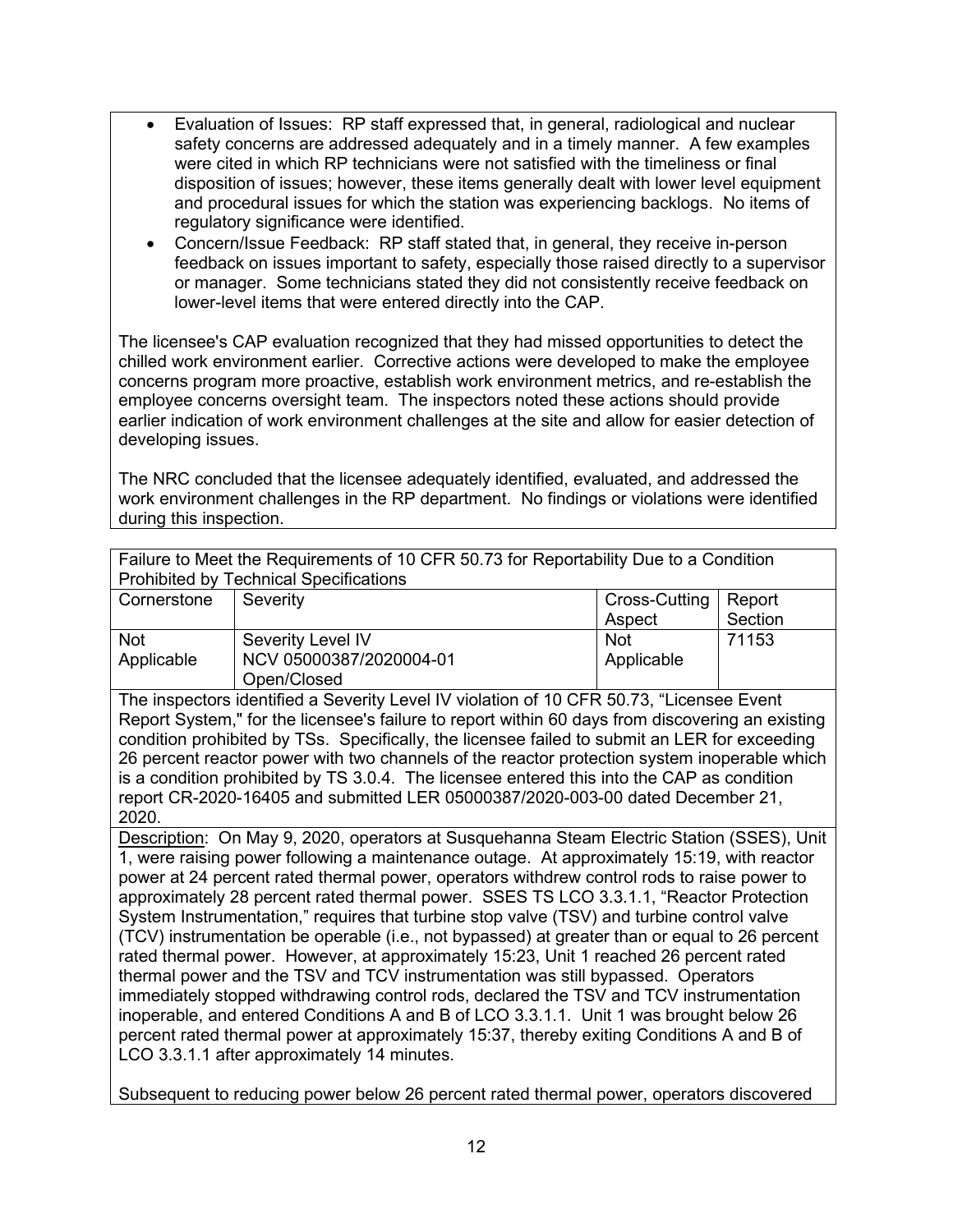- Evaluation of Issues: RP staff expressed that, in general, radiological and nuclear safety concerns are addressed adequately and in a timely manner. A few examples were cited in which RP technicians were not satisfied with the timeliness or final disposition of issues; however, these items generally dealt with lower level equipment and procedural issues for which the station was experiencing backlogs. No items of regulatory significance were identified.
- Concern/Issue Feedback: RP staff stated that, in general, they receive in-person feedback on issues important to safety, especially those raised directly to a supervisor or manager. Some technicians stated they did not consistently receive feedback on lower-level items that were entered directly into the CAP.

The licensee's CAP evaluation recognized that they had missed opportunities to detect the chilled work environment earlier. Corrective actions were developed to make the employee concerns program more proactive, establish work environment metrics, and re-establish the employee concerns oversight team. The inspectors noted these actions should provide earlier indication of work environment challenges at the site and allow for easier detection of developing issues.

The NRC concluded that the licensee adequately identified, evaluated, and addressed the work environment challenges in the RP department. No findings or violations were identified during this inspection.

| Failure to Meet the Requirements of 10 CFR 50.73 for Reportability Due to a Condition Prohibited by Technical Specifications | | | |
|---|---|---|---|
| Cornerstone | Severity | Cross-Cutting Aspect | Report Section |
| Not Applicable | Severity Level IV NCV 05000387/2020004-01 Open/Closed | Not Applicable | 71153 |

The inspectors identified a Severity Level IV violation of 10 CFR 50.73, "Licensee Event Report System," for the licensee's failure to report within 60 days from discovering an existing condition prohibited by TSs. Specifically, the licensee failed to submit an LER for exceeding 26 percent reactor power with two channels of the reactor protection system inoperable which is a condition prohibited by TS 3.0.4. The licensee entered this into the CAP as condition report CR-2020-16405 and submitted LER 05000387/2020-003-00 dated December 21, 2020.

Description: On May 9, 2020, operators at Susquehanna Steam Electric Station (SSES), Unit 1, were raising power following a maintenance outage. At approximately 15:19, with reactor power at 24 percent rated thermal power, operators withdrew control rods to raise power to approximately 28 percent rated thermal power. SSES TS LCO 3.3.1.1, "Reactor Protection System Instrumentation," requires that turbine stop valve (TSV) and turbine control valve (TCV) instrumentation be operable (i.e., not bypassed) at greater than or equal to 26 percent rated thermal power. However, at approximately 15:23, Unit 1 reached 26 percent rated thermal power and the TSV and TCV instrumentation was still bypassed. Operators immediately stopped withdrawing control rods, declared the TSV and TCV instrumentation inoperable, and entered Conditions A and B of LCO 3.3.1.1. Unit 1 was brought below 26 percent rated thermal power at approximately 15:37, thereby exiting Conditions A and B of LCO 3.3.1.1 after approximately 14 minutes.

Subsequent to reducing power below 26 percent rated thermal power, operators discovered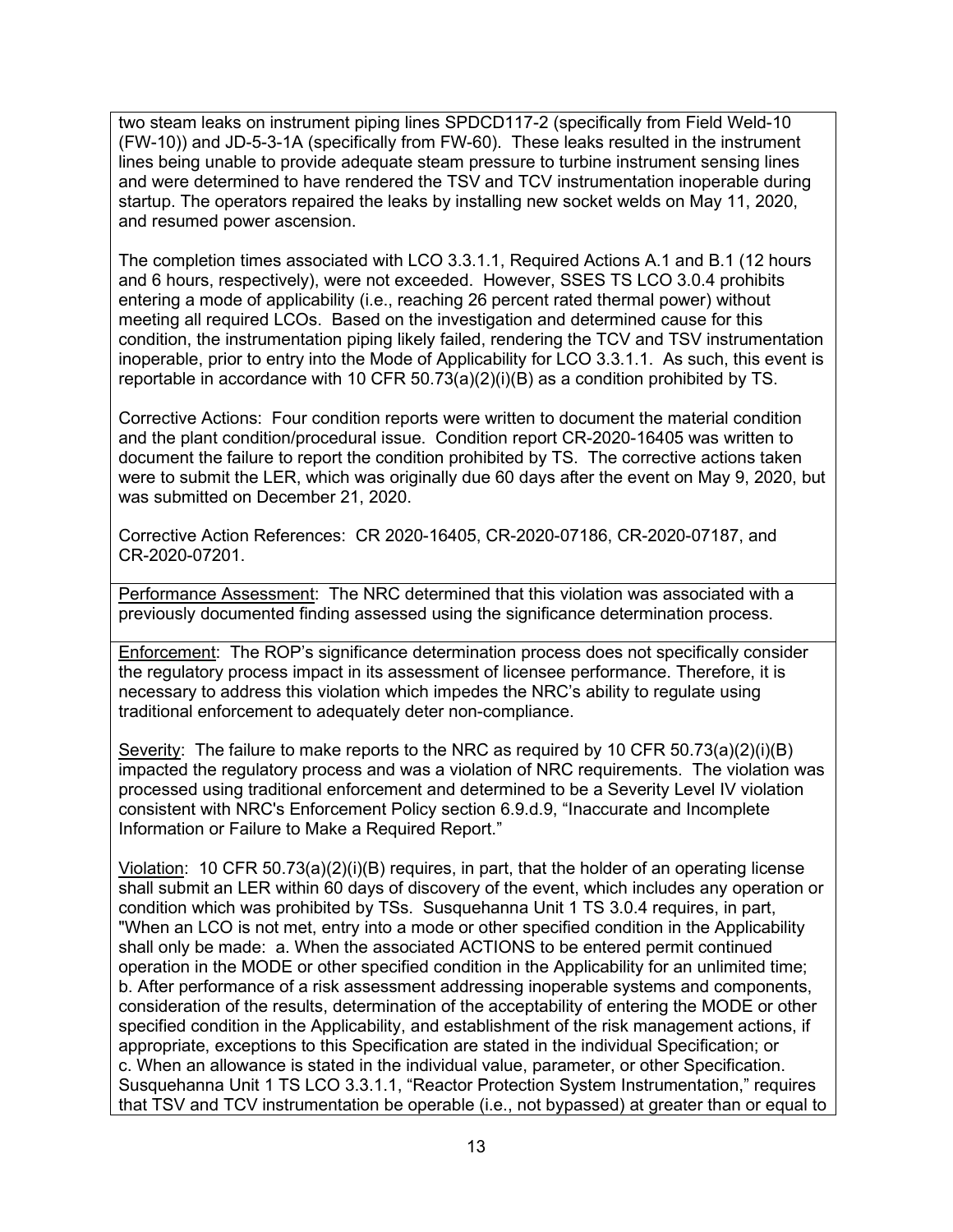two steam leaks on instrument piping lines SPDCD117-2 (specifically from Field Weld-10 (FW-10)) and JD-5-3-1A (specifically from FW-60). These leaks resulted in the instrument lines being unable to provide adequate steam pressure to turbine instrument sensing lines and were determined to have rendered the TSV and TCV instrumentation inoperable during startup. The operators repaired the leaks by installing new socket welds on May 11, 2020, and resumed power ascension.

The completion times associated with LCO 3.3.1.1, Required Actions A.1 and B.1 (12 hours and 6 hours, respectively), were not exceeded. However, SSES TS LCO 3.0.4 prohibits entering a mode of applicability (i.e., reaching 26 percent rated thermal power) without meeting all required LCOs. Based on the investigation and determined cause for this condition, the instrumentation piping likely failed, rendering the TCV and TSV instrumentation inoperable, prior to entry into the Mode of Applicability for LCO 3.3.1.1. As such, this event is reportable in accordance with 10 CFR 50.73(a)(2)(i)(B) as a condition prohibited by TS.

Corrective Actions: Four condition reports were written to document the material condition and the plant condition/procedural issue. Condition report CR-2020-16405 was written to document the failure to report the condition prohibited by TS. The corrective actions taken were to submit the LER, which was originally due 60 days after the event on May 9, 2020, but was submitted on December 21, 2020.

Corrective Action References: CR 2020-16405, CR-2020-07186, CR-2020-07187, and CR-2020-07201.

Performance Assessment: The NRC determined that this violation was associated with a previously documented finding assessed using the significance determination process.

Enforcement: The ROP's significance determination process does not specifically consider the regulatory process impact in its assessment of licensee performance. Therefore, it is necessary to address this violation which impedes the NRC's ability to regulate using traditional enforcement to adequately deter non-compliance.

Severity: The failure to make reports to the NRC as required by 10 CFR 50.73(a)(2)(i)(B) impacted the regulatory process and was a violation of NRC requirements. The violation was processed using traditional enforcement and determined to be a Severity Level IV violation consistent with NRC's Enforcement Policy section 6.9.d.9, "Inaccurate and Incomplete Information or Failure to Make a Required Report."

Violation: 10 CFR 50.73(a)(2)(i)(B) requires, in part, that the holder of an operating license shall submit an LER within 60 days of discovery of the event, which includes any operation or condition which was prohibited by TSs. Susquehanna Unit 1 TS 3.0.4 requires, in part, "When an LCO is not met, entry into a mode or other specified condition in the Applicability shall only be made: a. When the associated ACTIONS to be entered permit continued operation in the MODE or other specified condition in the Applicability for an unlimited time; b. After performance of a risk assessment addressing inoperable systems and components, consideration of the results, determination of the acceptability of entering the MODE or other specified condition in the Applicability, and establishment of the risk management actions, if appropriate, exceptions to this Specification are stated in the individual Specification; or c. When an allowance is stated in the individual value, parameter, or other Specification. Susquehanna Unit 1 TS LCO 3.3.1.1, "Reactor Protection System Instrumentation," requires that TSV and TCV instrumentation be operable (i.e., not bypassed) at greater than or equal to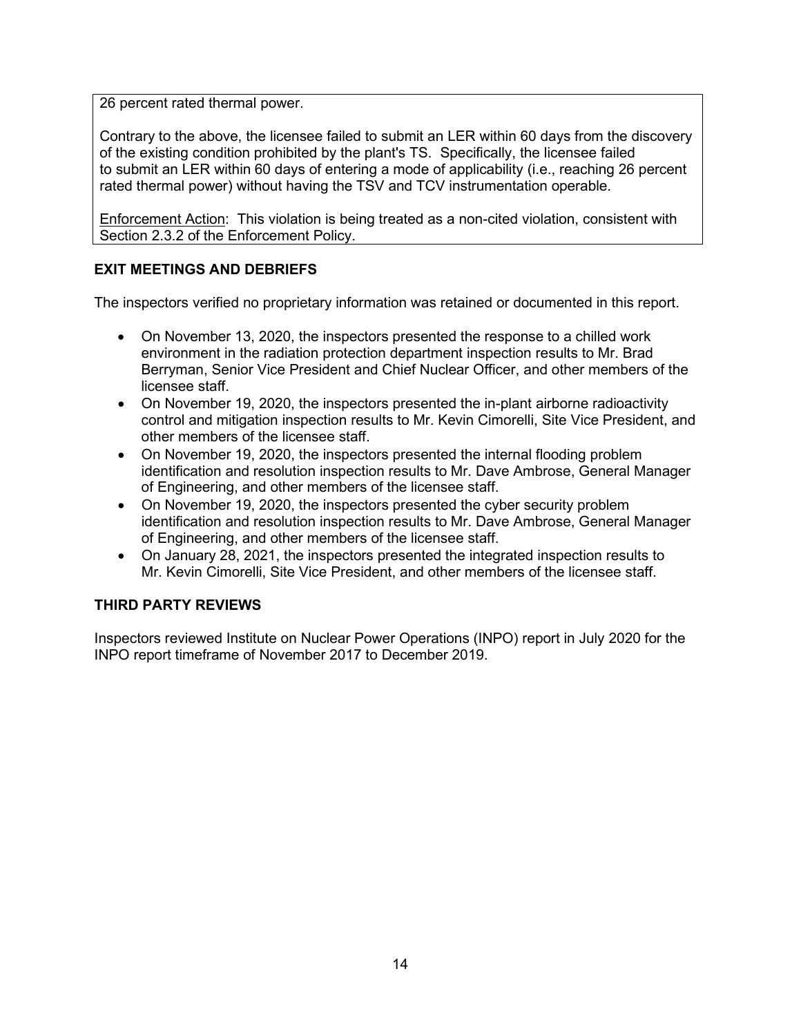26 percent rated thermal power.

Contrary to the above, the licensee failed to submit an LER within 60 days from the discovery of the existing condition prohibited by the plant's TS. Specifically, the licensee failed to submit an LER within 60 days of entering a mode of applicability (i.e., reaching 26 percent rated thermal power) without having the TSV and TCV instrumentation operable.

Enforcement Action: This violation is being treated as a non-cited violation, consistent with Section 2.3.2 of the Enforcement Policy.

## EXIT MEETINGS AND DEBRIEFS

The inspectors verified no proprietary information was retained or documented in this report.

- On November 13, 2020, the inspectors presented the response to a chilled work environment in the radiation protection department inspection results to Mr. Brad Berryman, Senior Vice President and Chief Nuclear Officer, and other members of the licensee staff.
- On November 19, 2020, the inspectors presented the in-plant airborne radioactivity control and mitigation inspection results to Mr. Kevin Cimorelli, Site Vice President, and other members of the licensee staff.
- On November 19, 2020, the inspectors presented the internal flooding problem identification and resolution inspection results to Mr. Dave Ambrose, General Manager of Engineering, and other members of the licensee staff.
- On November 19, 2020, the inspectors presented the cyber security problem identification and resolution inspection results to Mr. Dave Ambrose, General Manager of Engineering, and other members of the licensee staff.
- On January 28, 2021, the inspectors presented the integrated inspection results to Mr. Kevin Cimorelli, Site Vice President, and other members of the licensee staff.

## THIRD PARTY REVIEWS

Inspectors reviewed Institute on Nuclear Power Operations (INPO) report in July 2020 for the INPO report timeframe of November 2017 to December 2019.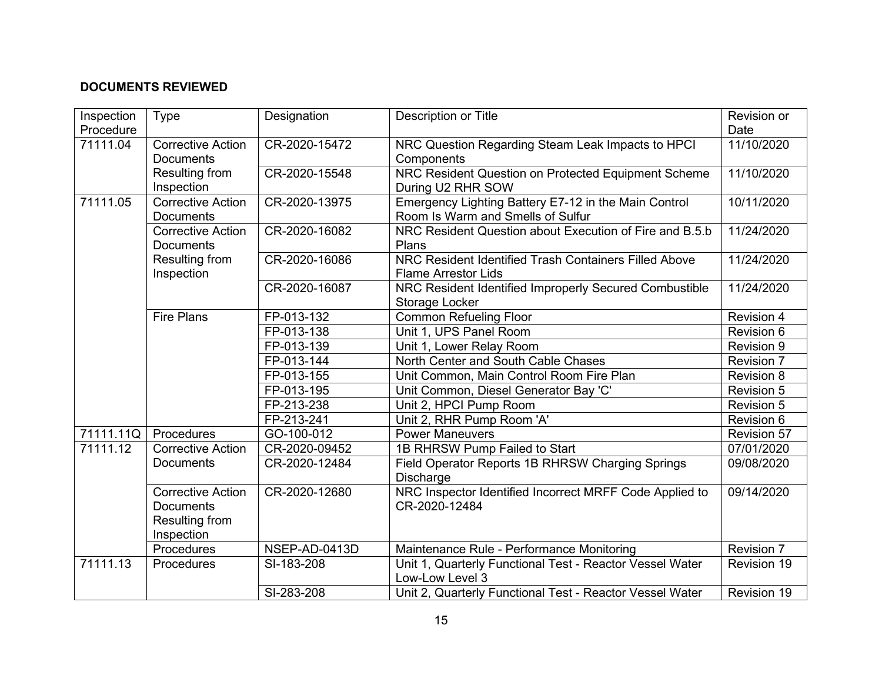**DOCUMENTS REVIEWED**

| Inspection Procedure | Type | Designation | Description or Title | Revision or Date |
|---|---|---|---|---|
| 71111.04 | Corrective Action Documents Resulting from Inspection | CR-2020-15472 | NRC Question Regarding Steam Leak Impacts to HPCI Components | 11/10/2020 |
| | | CR-2020-15548 | NRC Resident Question on Protected Equipment Scheme During U2 RHR SOW | 11/10/2020 |
| 71111.05 | Corrective Action Documents | CR-2020-13975 | Emergency Lighting Battery E7-12 in the Main Control Room Is Warm and Smells of Sulfur | 10/11/2020 |
| | Corrective Action Documents Resulting from Inspection | CR-2020-16082 | NRC Resident Question about Execution of Fire and B.5.b Plans | 11/24/2020 |
| | | CR-2020-16086 | NRC Resident Identified Trash Containers Filled Above Flame Arrestor Lids | 11/24/2020 |
| | | CR-2020-16087 | NRC Resident Identified Improperly Secured Combustible Storage Locker | 11/24/2020 |
| | Fire Plans | FP-013-132 | Common Refueling Floor | Revision 4 |
| | | FP-013-138 | Unit 1, UPS Panel Room | Revision 6 |
| | | FP-013-139 | Unit 1, Lower Relay Room | Revision 9 |
| | | FP-013-144 | North Center and South Cable Chases | Revision 7 |
| | | FP-013-155 | Unit Common, Main Control Room Fire Plan | Revision 8 |
| | | FP-013-195 | Unit Common, Diesel Generator Bay 'C' | Revision 5 |
| | | FP-213-238 | Unit 2, HPCI Pump Room | Revision 5 |
| | | FP-213-241 | Unit 2, RHR Pump Room 'A' | Revision 6 |
| 71111.11Q | Procedures | GO-100-012 | Power Maneuvers | Revision 57 |
| 71111.12 | Corrective Action Documents | CR-2020-09452 | 1B RHRSW Pump Failed to Start | 07/01/2020 |
| | | CR-2020-12484 | Field Operator Reports 1B RHRSW Charging Springs Discharge | 09/08/2020 |
| | Corrective Action Documents Resulting from Inspection | CR-2020-12680 | NRC Inspector Identified Incorrect MRFF Code Applied to CR-2020-12484 | 09/14/2020 |
| | Procedures | NSEP-AD-0413D | Maintenance Rule - Performance Monitoring | Revision 7 |
| 71111.13 | Procedures | SI-183-208 | Unit 1, Quarterly Functional Test - Reactor Vessel Water Low-Low Level 3 | Revision 19 |
| | | SI-283-208 | Unit 2, Quarterly Functional Test - Reactor Vessel Water | Revision 19 |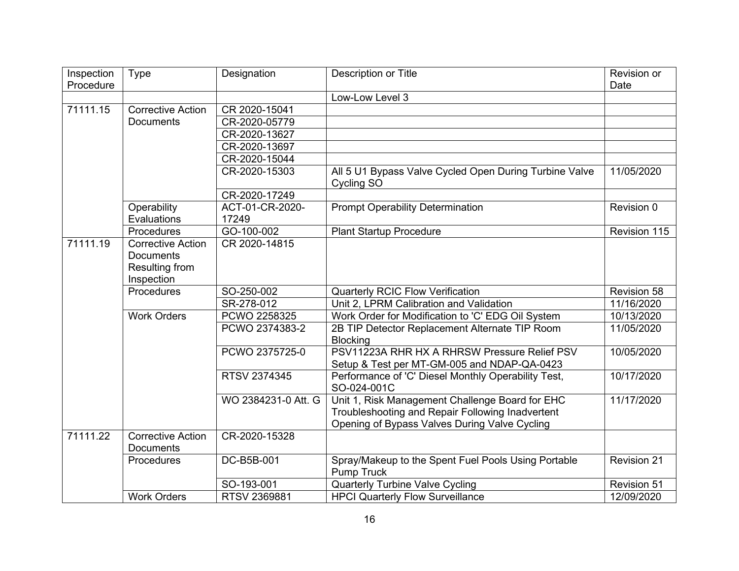| Inspection Procedure | Type | Designation | Description or Title | Revision or Date |
|---|---|---|---|---|
| | | | Low-Low Level 3 | |
| 71111.15 | Corrective Action Documents | CR 2020-15041 | | |
| | | CR-2020-05779 | | |
| | | CR-2020-13627 | | |
| | | CR-2020-13697 | | |
| | | CR-2020-15044 | | |
| | | CR-2020-15303 | All 5 U1 Bypass Valve Cycled Open During Turbine Valve Cycling SO | 11/05/2020 |
| | | CR-2020-17249 | | |
| | Operability Evaluations | ACT-01-CR-2020-17249 | Prompt Operability Determination | Revision 0 |
| | Procedures | GO-100-002 | Plant Startup Procedure | Revision 115 |
| 71111.19 | Corrective Action Documents Resulting from Inspection | CR 2020-14815 | | |
| | Procedures | SO-250-002 | Quarterly RCIC Flow Verification | Revision 58 |
| | | SR-278-012 | Unit 2, LPRM Calibration and Validation | 11/16/2020 |
| | Work Orders | PCWO 2258325 | Work Order for Modification to 'C' EDG Oil System | 10/13/2020 |
| | | PCWO 2374383-2 | 2B TIP Detector Replacement Alternate TIP Room Blocking | 11/05/2020 |
| | | PCWO 2375725-0 | PSV11223A RHR HX A RHRSW Pressure Relief PSV Setup & Test per MT-GM-005 and NDAP-QA-0423 | 10/05/2020 |
| | | RTSV 2374345 | Performance of 'C' Diesel Monthly Operability Test, SO-024-001C | 10/17/2020 |
| | | WO 2384231-0 Att. G | Unit 1, Risk Management Challenge Board for EHC Troubleshooting and Repair Following Inadvertent Opening of Bypass Valves During Valve Cycling | 11/17/2020 |
| 71111.22 | Corrective Action Documents | CR-2020-15328 | | |
| | Procedures | DC-B5B-001 | Spray/Makeup to the Spent Fuel Pools Using Portable Pump Truck | Revision 21 |
| | | SO-193-001 | Quarterly Turbine Valve Cycling | Revision 51 |
| | Work Orders | RTSV 2369881 | HPCI Quarterly Flow Surveillance | 12/09/2020 |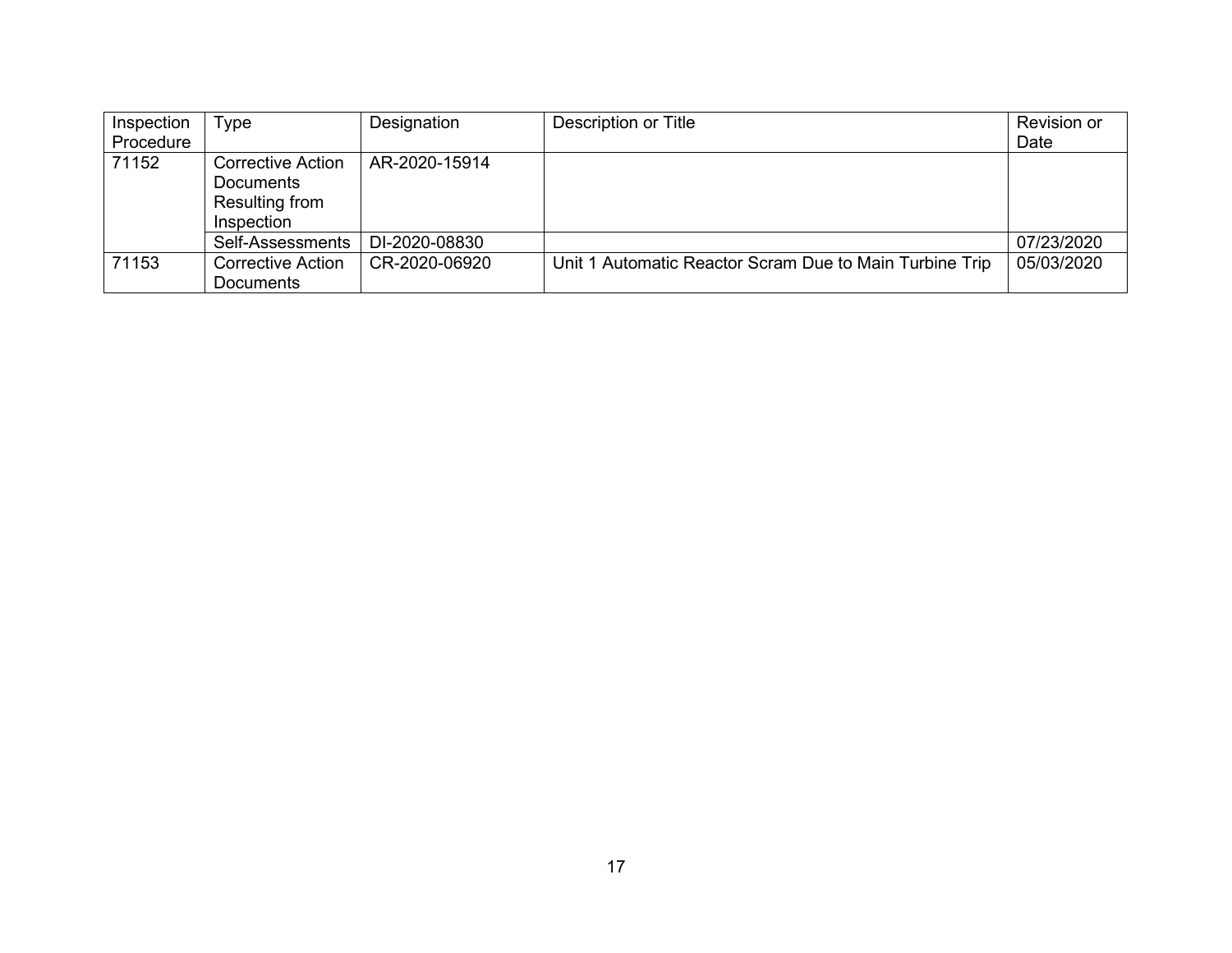| Inspection Procedure | Type | Designation | Description or Title | Revision or Date |
|---|---|---|---|---|
| 71152 | Corrective Action Documents Resulting from Inspection | AR-2020-15914 | | |
| | Self-Assessments | DI-2020-08830 | | 07/23/2020 |
| 71153 | Corrective Action Documents | CR-2020-06920 | Unit 1 Automatic Reactor Scram Due to Main Turbine Trip | 05/03/2020 |